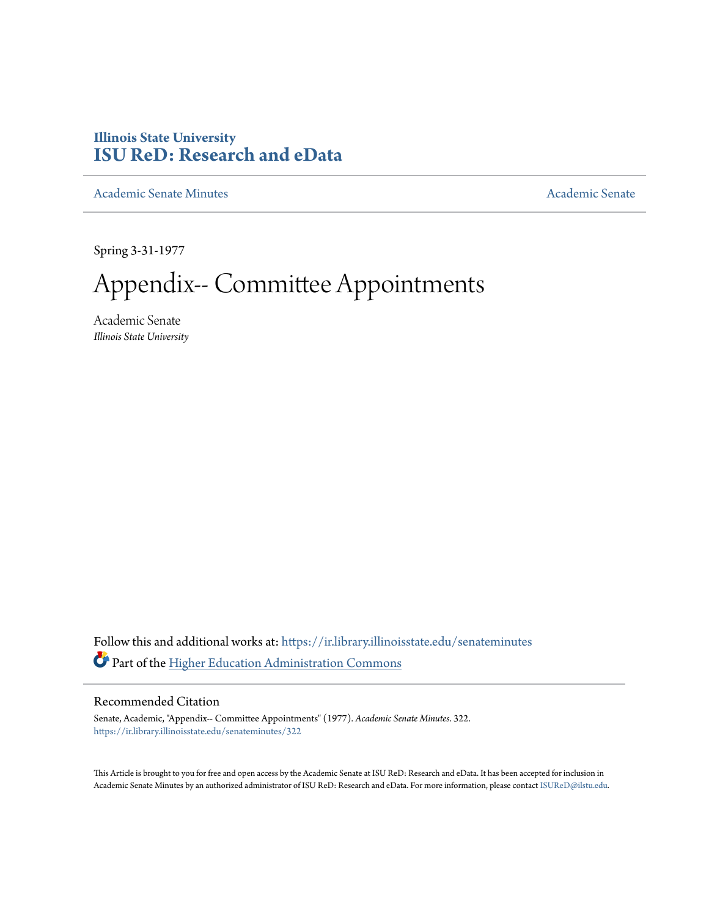Illinois State University
# ISU ReD: Research and eData

Academic Senate Minutes | Academic Senate

Spring 3-31-1977

# Appendix-- Committee Appointments

Academic Senate
*Illinois State University*

Follow this and additional works at: https://ir.library.illinoisstate.edu/senateminutes

Part of the Higher Education Administration Commons

## Recommended Citation

Senate, Academic, "Appendix-- Committee Appointments" (1977). *Academic Senate Minutes*. 322.
https://ir.library.illinoisstate.edu/senateminutes/322

This Article is brought to you for free and open access by the Academic Senate at ISU ReD: Research and eData. It has been accepted for inclusion in Academic Senate Minutes by an authorized administrator of ISU ReD: Research and eData. For more information, please contact ISUReD@ilstu.edu.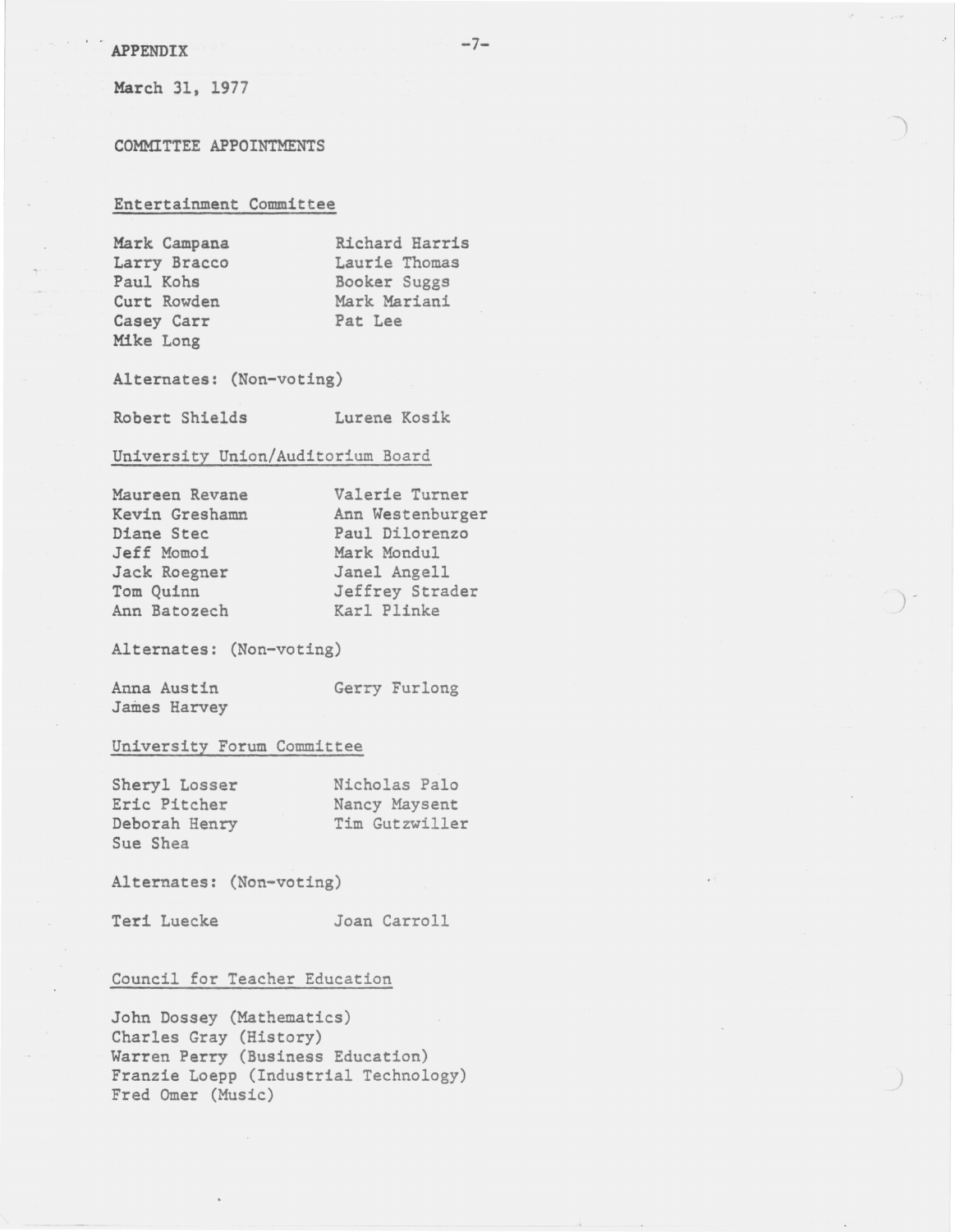APPENDIX

March 31, 1977

COMMITTEE APPOINTMENTS

## Entertainment Committee

Mark Campana
Larry Bracco
Paul Kohs
Curt Rowden
Casey Carr
Mike Long
Richard Harris
Laurie Thomas
Booker Suggs
Mark Mariani
Pat Lee

Alternates: (Non-voting)

Robert Shields
Lurene Kosik

## University Union/Auditorium Board

Maureen Revane
Kevin Greshamn
Diane Stec
Jeff Momoi
Jack Roegner
Tom Quinn
Ann Batozech
Valerie Turner
Ann Westenburger
Paul Dilorenzo
Mark Mondul
Janel Angell
Jeffrey Strader
Karl Plinke

Alternates: (Non-voting)

Anna Austin
James Harvey
Gerry Furlong

## University Forum Committee

Sheryl Losser
Eric Pitcher
Deborah Henry
Sue Shea
Nicholas Palo
Nancy Maysent
Tim Gutzwiller

Alternates: (Non-voting)

Teri Luecke
Joan Carroll

## Council for Teacher Education

John Dossey (Mathematics)
Charles Gray (History)
Warren Perry (Business Education)
Franzie Loepp (Industrial Technology)
Fred Omer (Music)